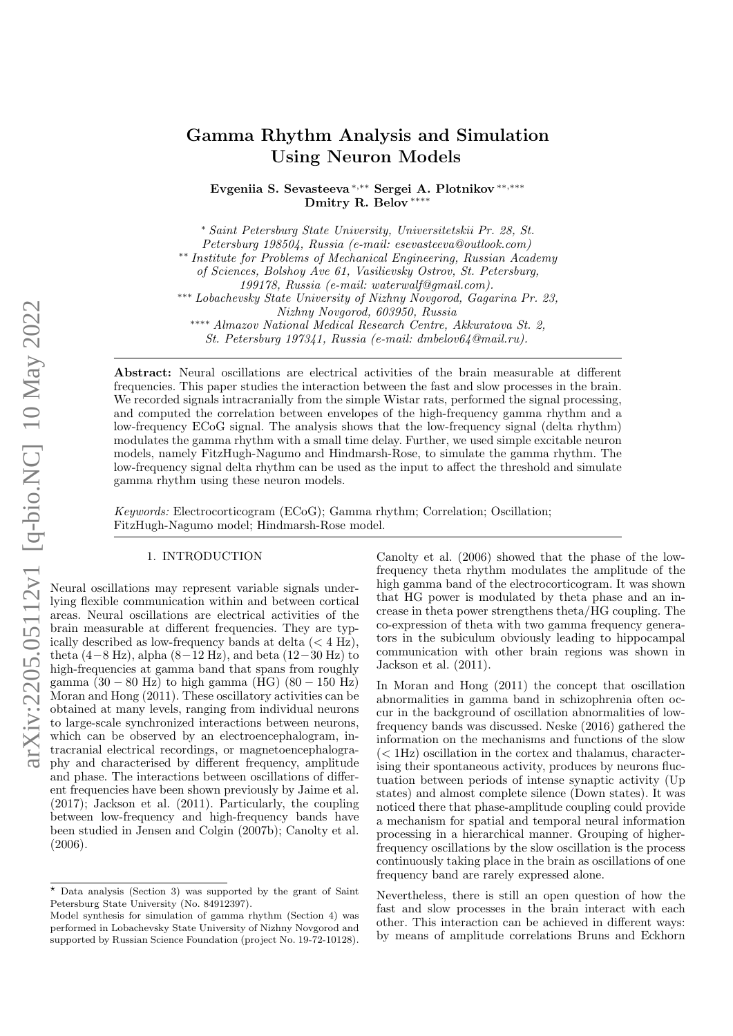# Gamma Rhythm Analysis and Simulation Using Neuron Models

**Evgeniia S. Sevasteeva** [*,**] **Sergei A. Plotnikov** [**,***] **Dmitry R. Belov** [****]

[*] *Saint Petersburg State University, Universitetskii Pr. 28, St. Petersburg 198504, Russia (e-mail: esevasteeva@outlook.com)*

[**] *Institute for Problems of Mechanical Engineering, Russian Academy of Sciences, Bolshoy Ave 61, Vasilievsky Ostrov, St. Petersburg, 199178, Russia (e-mail: waterwalf@gmail.com).*

[***] *Lobachevsky State University of Nizhny Novgorod, Gagarina Pr. 23, Nizhny Novgorod, 603950, Russia*

[****] *Almazov National Medical Research Centre, Akkuratova St. 2, St. Petersburg 197341, Russia (e-mail: dmbelov64@mail.ru).*

**Abstract:** Neural oscillations are electrical activities of the brain measurable at different frequencies. This paper studies the interaction between the fast and slow processes in the brain. We recorded signals intracranially from the simple Wistar rats, performed the signal processing, and computed the correlation between envelopes of the high-frequency gamma rhythm and a low-frequency ECoG signal. The analysis shows that the low-frequency signal (delta rhythm) modulates the gamma rhythm with a small time delay. Further, we used simple excitable neuron models, namely FitzHugh-Nagumo and Hindmarsh-Rose, to simulate the gamma rhythm. The low-frequency signal delta rhythm can be used as the input to affect the threshold and simulate gamma rhythm using these neuron models.

*Keywords:* Electrocorticogram (ECoG); Gamma rhythm; Correlation; Oscillation; FitzHugh-Nagumo model; Hindmarsh-Rose model.

## 1. INTRODUCTION

Neural oscillations may represent variable signals underlying flexible communication within and between cortical areas. Neural oscillations are electrical activities of the brain measurable at different frequencies. They are typically described as low-frequency bands at delta ($< 4$ Hz), theta ($4-8$ Hz), alpha ($8-12$ Hz), and beta ($12-30$ Hz) to high-frequencies at gamma band that spans from roughly gamma ($30-80$ Hz) to high gamma (HG) ($80-150$ Hz) Moran and Hong (2011). These oscillatory activities can be obtained at many levels, ranging from individual neurons to large-scale synchronized interactions between neurons, which can be observed by an electroencephalogram, intracranial electrical recordings, or magnetoencephalography and characterised by different frequency, amplitude and phase. The interactions between oscillations of different frequencies have been shown previously by Jaime et al. (2017); Jackson et al. (2011). Particularly, the coupling between low-frequency and high-frequency bands have been studied in Jensen and Colgin (2007b); Canolty et al. (2006).

Canolty et al. (2006) showed that the phase of the low-frequency theta rhythm modulates the amplitude of the high gamma band of the electrocorticogram. It was shown that HG power is modulated by theta phase and an increase in theta power strengthens theta/HG coupling. The co-expression of theta with two gamma frequency generators in the subiculum obviously leading to hippocampal communication with other brain regions was shown in Jackson et al. (2011).

In Moran and Hong (2011) the concept that oscillation abnormalities in gamma band in schizophrenia often occur in the background of oscillation abnormalities of low-frequency bands was discussed. Neske (2016) gathered the information on the mechanisms and functions of the slow ($< 1$Hz) oscillation in the cortex and thalamus, characterising their spontaneous activity, produces by neurons fluctuation between periods of intense synaptic activity (Up states) and almost complete silence (Down states). It was noticed there that phase-amplitude coupling could provide a mechanism for spatial and temporal neural information processing in a hierarchical manner. Grouping of higher-frequency oscillations by the slow oscillation is the process continuously taking place in the brain as oscillations of one frequency band are rarely expressed alone.

Nevertheless, there is still an open question of how the fast and slow processes in the brain interact with each other. This interaction can be achieved in different ways: by means of amplitude correlations Bruns and Eckhorn

---

[⋆] Data analysis (Section 3) was supported by the grant of Saint Petersburg State University (No. 84912397).
Model synthesis for simulation of gamma rhythm (Section 4) was performed in Lobachevsky State University of Nizhny Novgorod and supported by Russian Science Foundation (project No. 19-72-10128).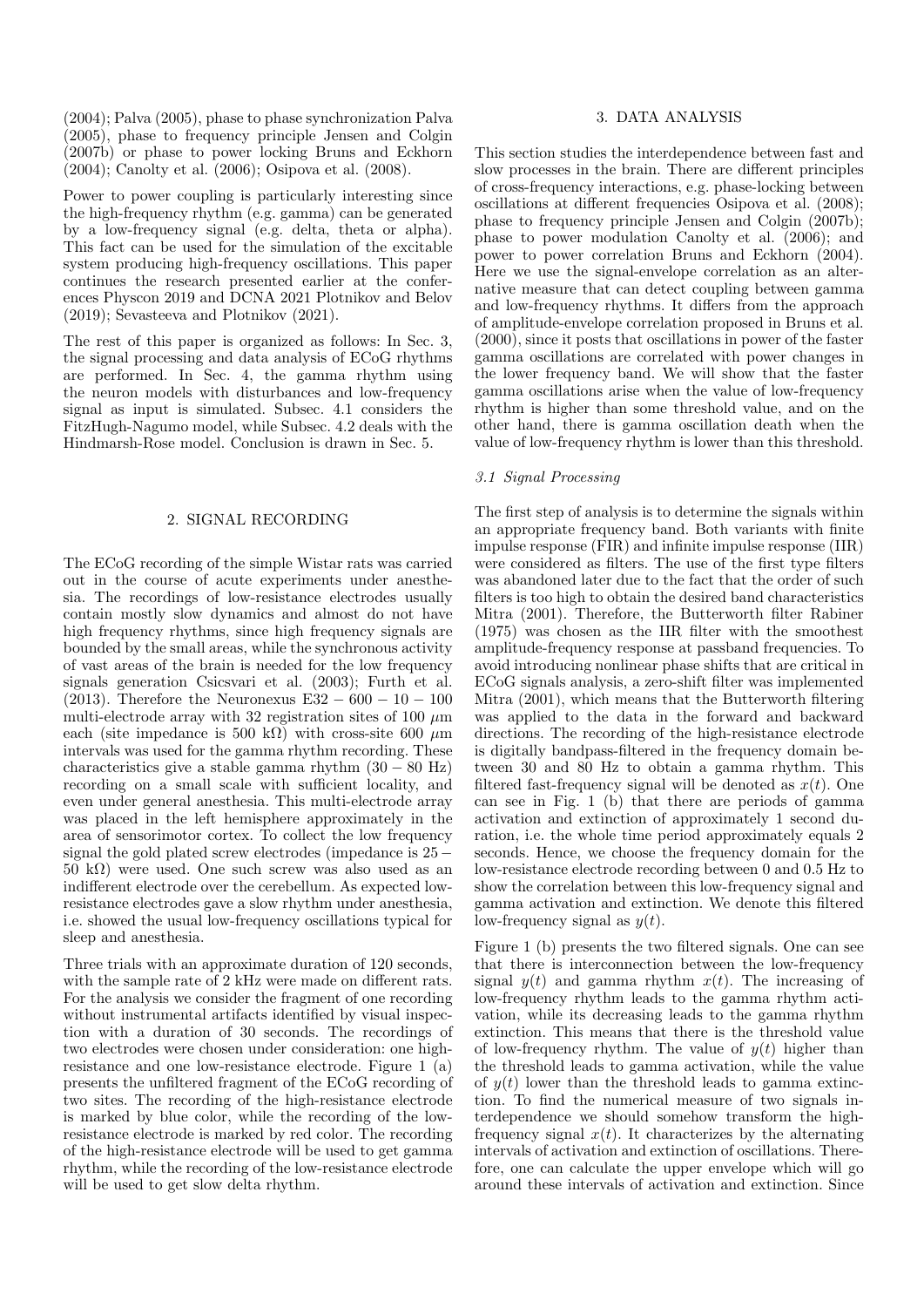(2004); Palva (2005), phase to phase synchronization Palva (2005), phase to frequency principle Jensen and Colgin (2007b) or phase to power locking Bruns and Eckhorn (2004); Canolty et al. (2006); Osipova et al. (2008).

Power to power coupling is particularly interesting since the high-frequency rhythm (e.g. gamma) can be generated by a low-frequency signal (e.g. delta, theta or alpha). This fact can be used for the simulation of the excitable system producing high-frequency oscillations. This paper continues the research presented earlier at the conferences Physcon 2019 and DCNA 2021 Plotnikov and Belov (2019); Sevasteeva and Plotnikov (2021).

The rest of this paper is organized as follows: In Sec. 3, the signal processing and data analysis of ECoG rhythms are performed. In Sec. 4, the gamma rhythm using the neuron models with disturbances and low-frequency signal as input is simulated. Subsec. 4.1 considers the FitzHugh-Nagumo model, while Subsec. 4.2 deals with the Hindmarsh-Rose model. Conclusion is drawn in Sec. 5.

## 2. SIGNAL RECORDING

The ECoG recording of the simple Wistar rats was carried out in the course of acute experiments under anesthesia. The recordings of low-resistance electrodes usually contain mostly slow dynamics and almost do not have high frequency rhythms, since high frequency signals are bounded by the small areas, while the synchronous activity of vast areas of the brain is needed for the low frequency signals generation Csicsvari et al. (2003); Furth et al. (2013). Therefore the Neuronexus $E32-600-10-100$ multi-electrode array with 32 registration sites of 100 $\mu$m each (site impedance is 500 k$\Omega$) with cross-site 600 $\mu$m intervals was used for the gamma rhythm recording. These characteristics give a stable gamma rhythm ($30-80$ Hz) recording on a small scale with sufficient locality, and even under general anesthesia. This multi-electrode array was placed in the left hemisphere approximately in the area of sensorimotor cortex. To collect the low frequency signal the gold plated screw electrodes (impedance is $25-50$ k$\Omega$) were used. One such screw was also used as an indifferent electrode over the cerebellum. As expected low-resistance electrodes gave a slow rhythm under anesthesia, i.e. showed the usual low-frequency oscillations typical for sleep and anesthesia.

Three trials with an approximate duration of 120 seconds, with the sample rate of 2 kHz were made on different rats. For the analysis we consider the fragment of one recording without instrumental artifacts identified by visual inspection with a duration of 30 seconds. The recordings of two electrodes were chosen under consideration: one high-resistance and one low-resistance electrode. Figure 1 (a) presents the unfiltered fragment of the ECoG recording of two sites. The recording of the high-resistance electrode is marked by blue color, while the recording of the low-resistance electrode is marked by red color. The recording of the high-resistance electrode will be used to get gamma rhythm, while the recording of the low-resistance electrode will be used to get slow delta rhythm.

## 3. DATA ANALYSIS

This section studies the interdependence between fast and slow processes in the brain. There are different principles of cross-frequency interactions, e.g. phase-locking between oscillations at different frequencies Osipova et al. (2008); phase to frequency principle Jensen and Colgin (2007b); phase to power modulation Canolty et al. (2006); and power to power correlation Bruns and Eckhorn (2004). Here we use the signal-envelope correlation as an alternative measure that can detect coupling between gamma and low-frequency rhythms. It differs from the approach of amplitude-envelope correlation proposed in Bruns et al. (2000), since it posts that oscillations in power of the faster gamma oscillations are correlated with power changes in the lower frequency band. We will show that the faster gamma oscillations arise when the value of low-frequency rhythm is higher than some threshold value, and on the other hand, there is gamma oscillation death when the value of low-frequency rhythm is lower than this threshold.

### *3.1 Signal Processing*

The first step of analysis is to determine the signals within an appropriate frequency band. Both variants with finite impulse response (FIR) and infinite impulse response (IIR) were considered as filters. The use of the first type filters was abandoned later due to the fact that the order of such filters is too high to obtain the desired band characteristics Mitra (2001). Therefore, the Butterworth filter Rabiner (1975) was chosen as the IIR filter with the smoothest amplitude-frequency response at passband frequencies. To avoid introducing nonlinear phase shifts that are critical in ECoG signals analysis, a zero-shift filter was implemented Mitra (2001), which means that the Butterworth filtering was applied to the data in the forward and backward directions. The recording of the high-resistance electrode is digitally bandpass-filtered in the frequency domain between 30 and 80 Hz to obtain a gamma rhythm. This filtered fast-frequency signal will be denoted as $x(t)$. One can see in Fig. 1 (b) that there are periods of gamma activation and extinction of approximately 1 second duration, i.e. the whole time period approximately equals 2 seconds. Hence, we choose the frequency domain for the low-resistance electrode recording between 0 and 0.5 Hz to show the correlation between this low-frequency signal and gamma activation and extinction. We denote this filtered low-frequency signal as $y(t)$.

Figure 1 (b) presents the two filtered signals. One can see that there is interconnection between the low-frequency signal $y(t)$ and gamma rhythm $x(t)$. The increasing of low-frequency rhythm leads to the gamma rhythm activation, while its decreasing leads to the gamma rhythm extinction. This means that there is the threshold value of low-frequency rhythm. The value of $y(t)$ higher than the threshold leads to gamma activation, while the value of $y(t)$ lower than the threshold leads to gamma extinction. To find the numerical measure of two signals interdependence we should somehow transform the high-frequency signal $x(t)$. It characterizes by the alternating intervals of activation and extinction of oscillations. Therefore, one can calculate the upper envelope which will go around these intervals of activation and extinction. Since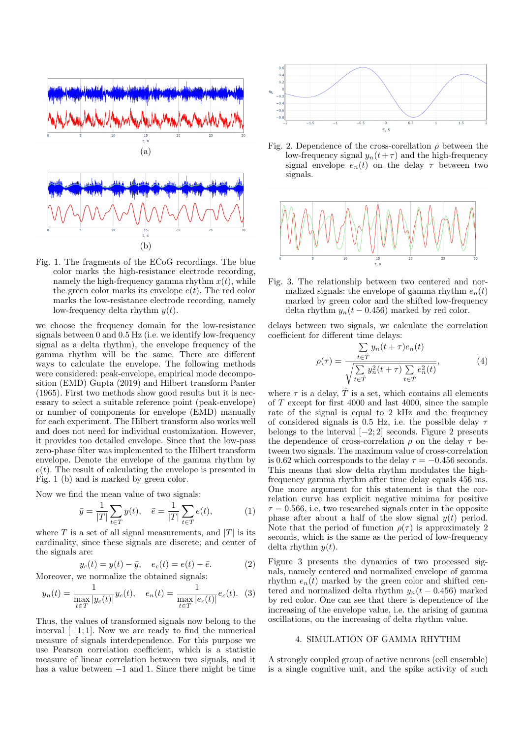Fig. 1. The fragments of the ECoG recordings. The blue color marks the high-resistance electrode recording, namely the high-frequency gamma rhythm $x(t)$, while the green color marks its envelope $e(t)$. The red color marks the low-resistance electrode recording, namely low-frequency delta rhythm $y(t)$.

we choose the frequency domain for the low-resistance signals between 0 and 0.5 Hz (i.e. we identify low-frequency signal as a delta rhythm), the envelope frequency of the gamma rhythm will be the same. There are different ways to calculate the envelope. The following methods were considered: peak-envelope, empirical mode decomposition (EMD) Gupta (2019) and Hilbert transform Panter (1965). First two methods show good results but it is necessary to select a suitable reference point (peak-envelope) or number of components for envelope (EMD) manually for each experiment. The Hilbert transform also works well and does not need for individual customization. However, it provides too detailed envelope. Since that the low-pass zero-phase filter was implemented to the Hilbert transform envelope. Denote the envelope of the gamma rhythm by $e(t)$. The result of calculating the envelope is presented in Fig. 1 (b) and is marked by green color.

Now we find the mean value of two signals:

$$\bar{y} = \frac{1}{|T|}\sum_{t\in T} y(t), \quad \bar{e} = \frac{1}{|T|}\sum_{t\in T} e(t), \tag{1}$$

where $T$ is a set of all signal measurements, and $|T|$ is its cardinality, since these signals are discrete; and center of the signals are:

$$y_c(t) = y(t) - \bar{y}, \quad e_c(t) = e(t) - \bar{e}. \tag{2}$$

Moreover, we normalize the obtained signals:

$$y_n(t) = \frac{1}{\max\limits_{t\in T} |y_c(t)|} y_c(t), \quad e_n(t) = \frac{1}{\max\limits_{t\in T} |e_c(t)|} e_c(t). \tag{3}$$

Thus, the values of transformed signals now belong to the interval $[-1; 1]$. Now we are ready to find the numerical measure of signals interdependence. For this purpose we use Pearson correlation coefficient, which is a statistic measure of linear correlation between two signals, and it has a value between $-1$ and 1. Since there might be time delays between two signals, we calculate the correlation coefficient for different time delays:

$$\rho(\tau) = \frac{\sum\limits_{t\in\hat{T}} y_n(t+\tau)e_n(t)}{\sqrt{\sum\limits_{t\in\hat{T}} y_n^2(t+\tau) \sum\limits_{t\in\hat{T}} e_n^2(t)}}, \tag{4}$$

where $\tau$ is a delay, $\hat{T}$ is a set, which contains all elements of $T$ except for first 4000 and last 4000, since the sample rate of the signal is equal to 2 kHz and the frequency of considered signals is 0.5 Hz, i.e. the possible delay $\tau$ belongs to the interval $[-2; 2]$ seconds. Figure 2 presents the dependence of cross-correlation $\rho$ on the delay $\tau$ between two signals. The maximum value of cross-correlation is 0.62 which corresponds to the delay $\tau = -0.456$ seconds. This means that slow delta rhythm modulates the high-frequency gamma rhythm after time delay equals 456 ms. One more argument for this statement is that the correlation curve has explicit negative minima for positive $\tau = 0.566$, i.e. two researched signals enter in the opposite phase after about a half of the slow signal $y(t)$ period. Note that the period of function $\rho(\tau)$ is approximately 2 seconds, which is the same as the period of low-frequency delta rhythm $y(t)$.

Fig. 2. Dependence of the cross-corellation $\rho$ between the low-frequency signal $y_n(t+\tau)$ and the high-frequency signal envelope $e_n(t)$ on the delay $\tau$ between two signals.

Fig. 3. The relationship between two centered and normalized signals: the envelope of gamma rhythm $e_n(t)$ marked by green color and the shifted low-frequency delta rhythm $y_n(t - 0.456)$ marked by red color.

Figure 3 presents the dynamics of two processed signals, namely centered and normalized envelope of gamma rhythm $e_n(t)$ marked by the green color and shifted centered and normalized delta rhythm $y_n(t - 0.456)$ marked by red color. One can see that there is dependence of the increasing of the envelope value, i.e. the arising of gamma oscillations, on the increasing of delta rhythm value.

## 4. SIMULATION OF GAMMA RHYTHM

A strongly coupled group of active neurons (cell ensemble) is a single cognitive unit, and the spike activity of such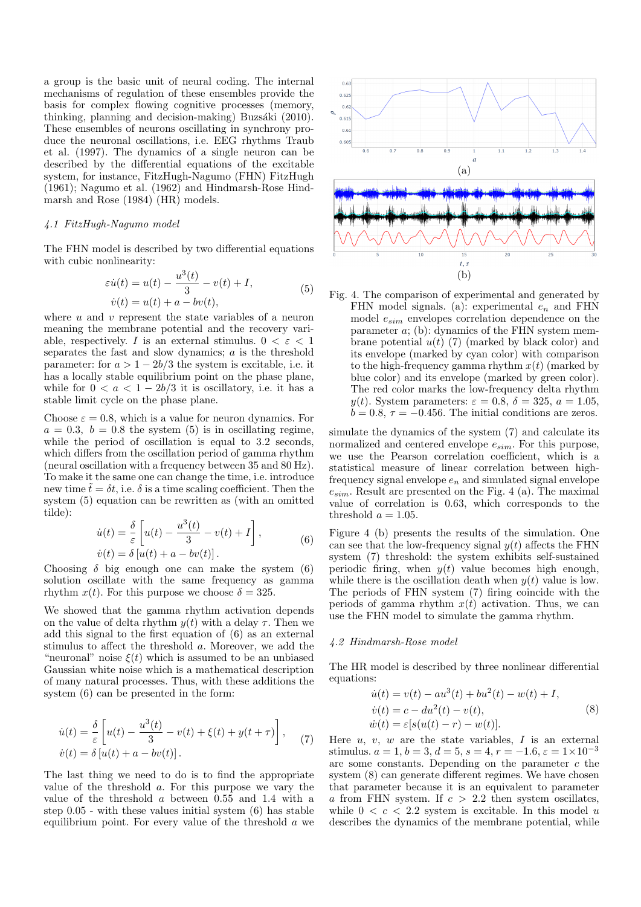a group is the basic unit of neural coding. The internal mechanisms of regulation of these ensembles provide the basis for complex flowing cognitive processes (memory, thinking, planning and decision-making) Buzsáki (2010). These ensembles of neurons oscillating in synchrony produce the neuronal oscillations, i.e. EEG rhythms Traub et al. (1997). The dynamics of a single neuron can be described by the differential equations of the excitable system, for instance, FitzHugh-Nagumo (FHN) FitzHugh (1961); Nagumo et al. (1962) and Hindmarsh-Rose Hindmarsh and Rose (1984) (HR) models.

### 4.1 FitzHugh-Nagumo model

The FHN model is described by two differential equations with cubic nonlinearity:

$$\begin{aligned} \varepsilon \dot{u}(t) &= u(t) - \frac{u^3(t)}{3} - v(t) + I, \\ \dot{v}(t) &= u(t) + a - bv(t), \end{aligned} \tag{5}$$

where $u$ and $v$ represent the state variables of a neuron meaning the membrane potential and the recovery variable, respectively. $I$ is an external stimulus. $0 < \varepsilon < 1$ separates the fast and slow dynamics; $a$ is the threshold parameter: for $a > 1 - 2b/3$ the system is excitable, i.e. it has a locally stable equilibrium point on the phase plane, while for $0 < a < 1 - 2b/3$ it is oscillatory, i.e. it has a stable limit cycle on the phase plane.

Choose $\varepsilon = 0.8$, which is a value for neuron dynamics. For $a = 0.3$, $b = 0.8$ the system (5) is in oscillating regime, while the period of oscillation is equal to 3.2 seconds, which differs from the oscillation period of gamma rhythm (neural oscillation with a frequency between 35 and 80 Hz). To make it the same one can change the time, i.e. introduce new time $\tilde{t} = \delta t$, i.e. $\delta$ is a time scaling coefficient. Then the system (5) equation can be rewritten as (with an omitted tilde):

$$\begin{aligned} \dot{u}(t) &= \frac{\delta}{\varepsilon}\left[u(t) - \frac{u^3(t)}{3} - v(t) + I\right], \\ \dot{v}(t) &= \delta\left[u(t) + a - bv(t)\right]. \end{aligned} \tag{6}$$

Choosing $\delta$ big enough one can make the system (6) solution oscillate with the same frequency as gamma rhythm $x(t)$. For this purpose we choose $\delta = 325$.

We showed that the gamma rhythm activation depends on the value of delta rhythm $y(t)$ with a delay $\tau$. Then we add this signal to the first equation of (6) as an external stimulus to affect the threshold $a$. Moreover, we add the "neuronal" noise $\xi(t)$ which is assumed to be an unbiased Gaussian white noise which is a mathematical description of many natural processes. Thus, with these additions the system (6) can be presented in the form:

$$\begin{aligned} \dot{u}(t) &= \frac{\delta}{\varepsilon}\left[u(t) - \frac{u^3(t)}{3} - v(t) + \xi(t) + y(t+\tau)\right], \\ \dot{v}(t) &= \delta\left[u(t) + a - bv(t)\right]. \end{aligned} \tag{7}$$

The last thing we need to do is to find the appropriate value of the threshold $a$. For this purpose we vary the value of the threshold $a$ between 0.55 and 1.4 with a step 0.05 - with these values initial system (6) has stable equilibrium point. For every value of the threshold $a$ we simulate the dynamics of the system (7) and calculate its normalized and centered envelope $e_{sim}$. For this purpose, we use the Pearson correlation coefficient, which is a statistical measure of linear correlation between high-frequency signal envelope $e_n$ and simulated signal envelope $e_{sim}$. Result are presented on the Fig. 4 (a). The maximal value of correlation is 0.63, which corresponds to the threshold $a = 1.05$.

Fig. 4. The comparison of experimental and generated by FHN model signals. (a): experimental $e_n$ and FHN model $e_{sim}$ envelopes correlation dependence on the parameter $a$; (b): dynamics of the FHN system membrane potential $u(t)$ (7) (marked by black color) and its envelope (marked by cyan color) with comparison to the high-frequency gamma rhythm $x(t)$ (marked by blue color) and its envelope (marked by green color). The red color marks the low-frequency delta rhythm $y(t)$. System parameters: $\varepsilon = 0.8$, $\delta = 325$, $a = 1.05$, $b = 0.8$, $\tau = -0.456$. The initial conditions are zeros.

Figure 4 (b) presents the results of the simulation. One can see that the low-frequency signal $y(t)$ affects the FHN system (7) threshold: the system exhibits self-sustained periodic firing, when $y(t)$ value becomes high enough, while there is the oscillation death when $y(t)$ value is low. The periods of FHN system (7) firing coincide with the periods of gamma rhythm $x(t)$ activation. Thus, we can use the FHN model to simulate the gamma rhythm.

### 4.2 Hindmarsh-Rose model

The HR model is described by three nonlinear differential equations:

$$\begin{aligned} \dot{u}(t) &= v(t) - au^3(t) + bu^2(t) - w(t) + I, \\ \dot{v}(t) &= c - du^2(t) - v(t), \\ \dot{w}(t) &= \varepsilon[s(u(t) - r) - w(t)]. \end{aligned} \tag{8}$$

Here $u$, $v$, $w$ are the state variables, $I$ is an external stimulus. $a = 1$, $b = 3$, $d = 5$, $s = 4$, $r = -1.6$, $\varepsilon = 1 \times 10^{-3}$ are some constants. Depending on the parameter $c$ the system (8) can generate different regimes. We have chosen that parameter because it is an equivalent to parameter $a$ from FHN system. If $c > 2.2$ then system oscillates, while $0 < c < 2.2$ system is excitable. In this model $u$ describes the dynamics of the membrane potential, while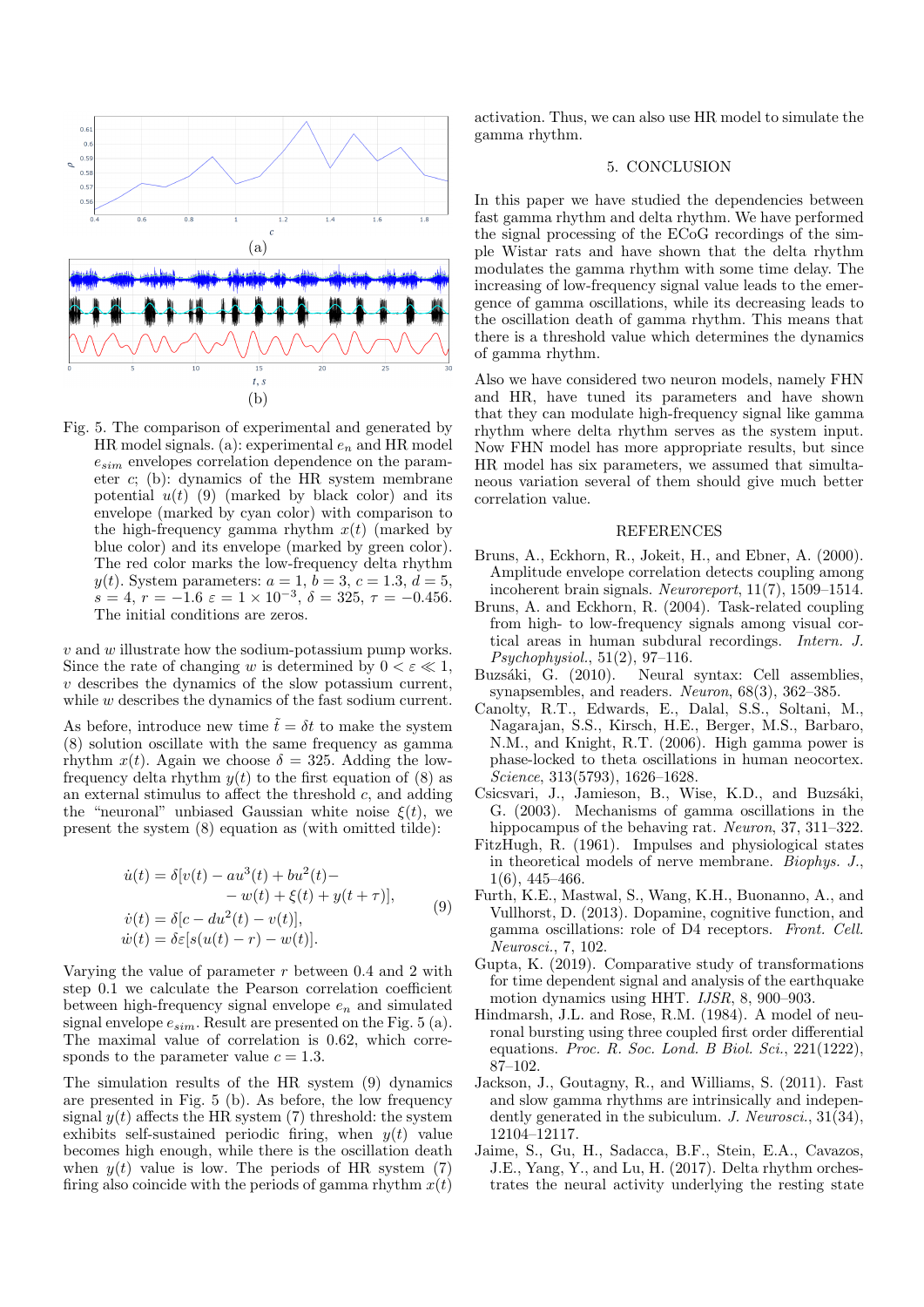(a)

(b)

Fig. 5. The comparison of experimental and generated by HR model signals. (a): experimental $e_n$ and HR model $e_{sim}$ envelopes correlation dependence on the parameter $c$; (b): dynamics of the HR system membrane potential $u(t)$ (9) (marked by black color) and its envelope (marked by cyan color) with comparison to the high-frequency gamma rhythm $x(t)$ (marked by blue color) and its envelope (marked by green color). The red color marks the low-frequency delta rhythm $y(t)$. System parameters: $a = 1$, $b = 3$, $c = 1.3$, $d = 5$, $s = 4$, $r = -1.6$ $\varepsilon = 1 \times 10^{-3}$, $\delta = 325$, $\tau = -0.456$. The initial conditions are zeros.

$v$ and $w$ illustrate how the sodium-potassium pump works. Since the rate of changing $w$ is determined by $0 < \varepsilon \ll 1$, $v$ describes the dynamics of the slow potassium current, while $w$ describes the dynamics of the fast sodium current.

As before, introduce new time $\tilde{t} = \delta t$ to make the system (8) solution oscillate with the same frequency as gamma rhythm $x(t)$. Again we choose $\delta = 325$. Adding the low-frequency delta rhythm $y(t)$ to the first equation of (8) as an external stimulus to affect the threshold $c$, and adding the "neuronal" unbiased Gaussian white noise $\xi(t)$, we present the system (8) equation as (with omitted tilde):

$$
\begin{aligned}
\dot{u}(t) &= \delta[v(t) - au^3(t) + bu^2(t) - \\
&\quad - w(t) + \xi(t) + y(t + \tau)], \\
\dot{v}(t) &= \delta[c - du^2(t) - v(t)], \\
\dot{w}(t) &= \delta\varepsilon[s(u(t) - r) - w(t)].
\end{aligned}
\tag{9}
$$

Varying the value of parameter $r$ between 0.4 and 2 with step 0.1 we calculate the Pearson correlation coefficient between high-frequency signal envelope $e_n$ and simulated signal envelope $e_{sim}$. Result are presented on the Fig. 5 (a). The maximal value of correlation is 0.62, which corresponds to the parameter value $c = 1.3$.

The simulation results of the HR system (9) dynamics are presented in Fig. 5 (b). As before, the low frequency signal $y(t)$ affects the HR system (7) threshold: the system exhibits self-sustained periodic firing, when $y(t)$ value becomes high enough, while there is the oscillation death when $y(t)$ value is low. The periods of HR system (7) firing also coincide with the periods of gamma rhythm $x(t)$ activation. Thus, we can also use HR model to simulate the gamma rhythm.

## 5. CONCLUSION

In this paper we have studied the dependencies between fast gamma rhythm and delta rhythm. We have performed the signal processing of the ECoG recordings of the simple Wistar rats and have shown that the delta rhythm modulates the gamma rhythm with some time delay. The increasing of low-frequency signal value leads to the emergence of gamma oscillations, while its decreasing leads to the oscillation death of gamma rhythm. This means that there is a threshold value which determines the dynamics of gamma rhythm.

Also we have considered two neuron models, namely FHN and HR, have tuned its parameters and have shown that they can modulate high-frequency signal like gamma rhythm where delta rhythm serves as the system input. Now FHN model has more appropriate results, but since HR model has six parameters, we assumed that simultaneous variation several of them should give much better correlation value.

## REFERENCES

Bruns, A., Eckhorn, R., Jokeit, H., and Ebner, A. (2000). Amplitude envelope correlation detects coupling among incoherent brain signals. *Neuroreport*, 11(7), 1509–1514.

Bruns, A. and Eckhorn, R. (2004). Task-related coupling from high- to low-frequency signals among visual cortical areas in human subdural recordings. *Intern. J. Psychophysiol.*, 51(2), 97–116.

Buzsáki, G. (2010). Neural syntax: Cell assemblies, synapsembles, and readers. *Neuron*, 68(3), 362–385.

Canolty, R.T., Edwards, E., Dalal, S.S., Soltani, M., Nagarajan, S.S., Kirsch, H.E., Berger, M.S., Barbaro, N.M., and Knight, R.T. (2006). High gamma power is phase-locked to theta oscillations in human neocortex. *Science*, 313(5793), 1626–1628.

Csicsvari, J., Jamieson, B., Wise, K.D., and Buzsáki, G. (2003). Mechanisms of gamma oscillations in the hippocampus of the behaving rat. *Neuron*, 37, 311–322.

FitzHugh, R. (1961). Impulses and physiological states in theoretical models of nerve membrane. *Biophys. J.*, 1(6), 445–466.

Furth, K.E., Mastwal, S., Wang, K.H., Buonanno, A., and Vullhorst, D. (2013). Dopamine, cognitive function, and gamma oscillations: role of D4 receptors. *Front. Cell. Neurosci.*, 7, 102.

Gupta, K. (2019). Comparative study of transformations for time dependent signal and analysis of the earthquake motion dynamics using HHT. *IJSR*, 8, 900–903.

Hindmarsh, J.L. and Rose, R.M. (1984). A model of neuronal bursting using three coupled first order differential equations. *Proc. R. Soc. Lond. B Biol. Sci.*, 221(1222), 87–102.

Jackson, J., Goutagny, R., and Williams, S. (2011). Fast and slow gamma rhythms are intrinsically and independently generated in the subiculum. *J. Neurosci.*, 31(34), 12104–12117.

Jaime, S., Gu, H., Sadacca, B.F., Stein, E.A., Cavazos, J.E., Yang, Y., and Lu, H. (2017). Delta rhythm orchestrates the neural activity underlying the resting state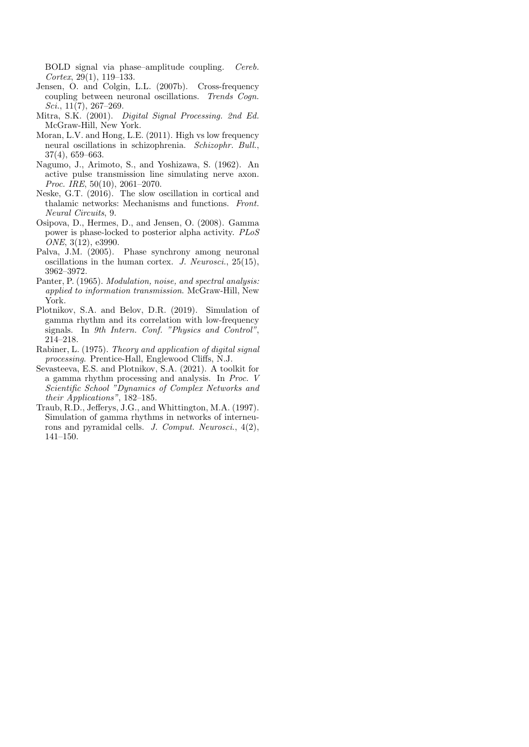BOLD signal via phase–amplitude coupling. *Cereb. Cortex*, 29(1), 119–133.

Jensen, O. and Colgin, L.L. (2007b). Cross-frequency coupling between neuronal oscillations. *Trends Cogn. Sci.*, 11(7), 267–269.

Mitra, S.K. (2001). *Digital Signal Processing. 2nd Ed.* McGraw-Hill, New York.

Moran, L.V. and Hong, L.E. (2011). High vs low frequency neural oscillations in schizophrenia. *Schizophr. Bull.*, 37(4), 659–663.

Nagumo, J., Arimoto, S., and Yoshizawa, S. (1962). An active pulse transmission line simulating nerve axon. *Proc. IRE*, 50(10), 2061–2070.

Neske, G.T. (2016). The slow oscillation in cortical and thalamic networks: Mechanisms and functions. *Front. Neural Circuits*, 9.

Osipova, D., Hermes, D., and Jensen, O. (2008). Gamma power is phase-locked to posterior alpha activity. *PLoS ONE*, 3(12), e3990.

Palva, J.M. (2005). Phase synchrony among neuronal oscillations in the human cortex. *J. Neurosci.*, 25(15), 3962–3972.

Panter, P. (1965). *Modulation, noise, and spectral analysis: applied to information transmission*. McGraw-Hill, New York.

Plotnikov, S.A. and Belov, D.R. (2019). Simulation of gamma rhythm and its correlation with low-frequency signals. In *9th Intern. Conf. "Physics and Control"*, 214–218.

Rabiner, L. (1975). *Theory and application of digital signal processing*. Prentice-Hall, Englewood Cliffs, N.J.

Sevasteeva, E.S. and Plotnikov, S.A. (2021). A toolkit for a gamma rhythm processing and analysis. In *Proc. V Scientific School "Dynamics of Complex Networks and their Applications"*, 182–185.

Traub, R.D., Jefferys, J.G., and Whittington, M.A. (1997). Simulation of gamma rhythms in networks of interneurons and pyramidal cells. *J. Comput. Neurosci.*, 4(2), 141–150.